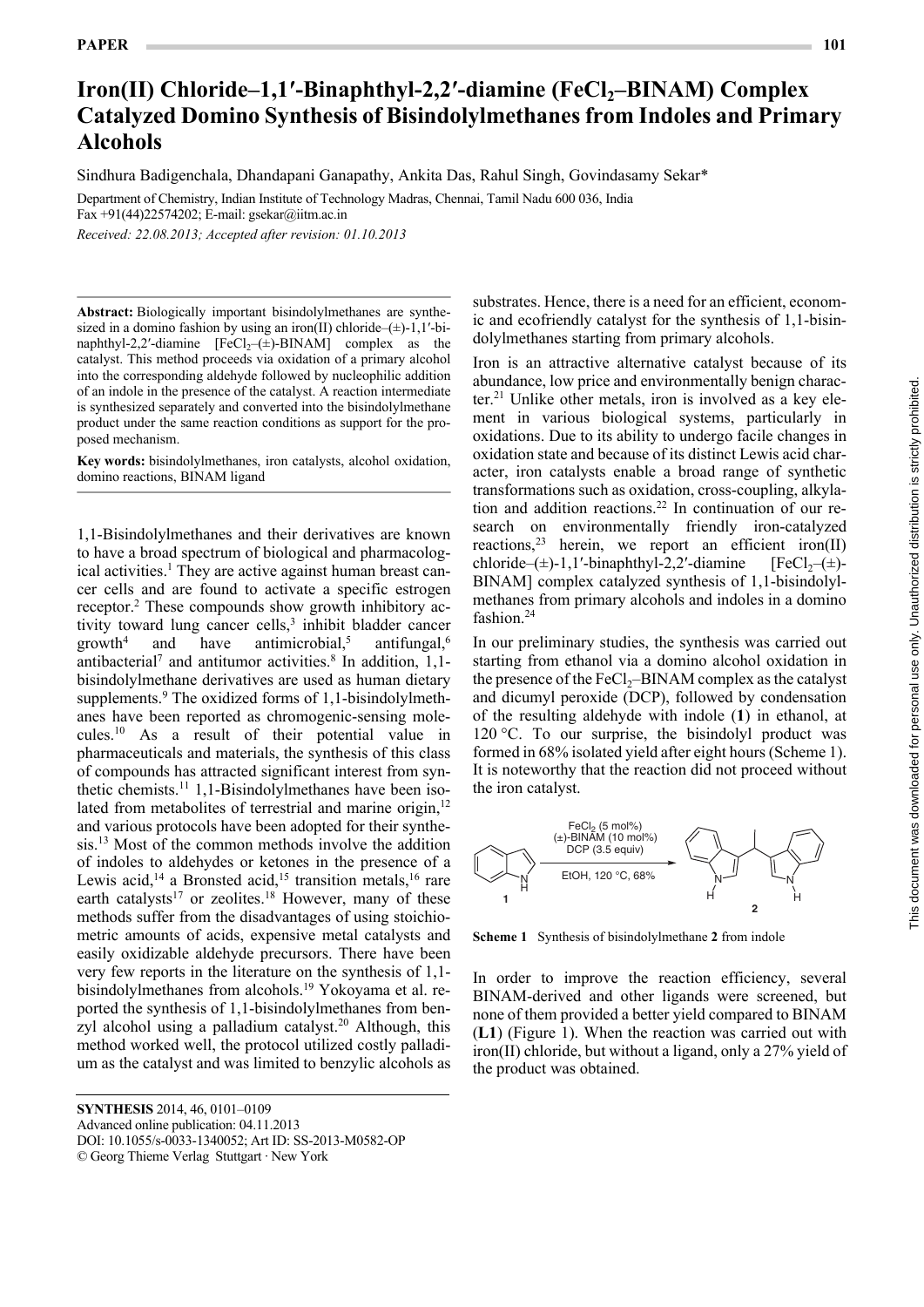# Iron(II) Chloride–1,1′-Binaphthyl-2,2′-diamine ($FeCl_2$–BINAM) Complex Catalyzed Domino Synthesis of Bisindolylmethanes from Indoles and Primary Alcohols

Sindhura Badigenchala, Dhandapani Ganapathy, Ankita Das, Rahul Singh, Govindasamy Sekar*

Department of Chemistry, Indian Institute of Technology Madras, Chennai, Tamil Nadu 600 036, India
Fax +91(44)22574202; E-mail: gsekar@iitm.ac.in

*Received: 22.08.2013; Accepted after revision: 01.10.2013*

**Abstract:** Biologically important bisindolylmethanes are synthesized in a domino fashion by using an iron(II) chloride–(±)-1,1′-binaphthyl-2,2′-diamine [$FeCl_2$–(±)-BINAM] complex as the catalyst. This method proceeds via oxidation of a primary alcohol into the corresponding aldehyde followed by nucleophilic addition of an indole in the presence of the catalyst. A reaction intermediate is synthesized separately and converted into the bisindolylmethane product under the same reaction conditions as support for the proposed mechanism.

**Key words:** bisindolylmethanes, iron catalysts, alcohol oxidation, domino reactions, BINAM ligand

1,1-Bisindolylmethanes and their derivatives are known to have a broad spectrum of biological and pharmacological activities.[1] They are active against human breast cancer cells and are found to activate a specific estrogen receptor.[2] These compounds show growth inhibitory activity toward lung cancer cells,[3] inhibit bladder cancer growth[4] and have antimicrobial,[5] antifungal,[6] antibacterial[7] and antitumor activities.[8] In addition, 1,1-bisindolylmethane derivatives are used as human dietary supplements.[9] The oxidized forms of 1,1-bisindolylmethanes have been reported as chromogenic-sensing molecules.[10] As a result of their potential value in pharmaceuticals and materials, the synthesis of this class of compounds has attracted significant interest from synthetic chemists.[11] 1,1-Bisindolylmethanes have been isolated from metabolites of terrestrial and marine origin,[12] and various protocols have been adopted for their synthesis.[13] Most of the common methods involve the addition of indoles to aldehydes or ketones in the presence of a Lewis acid,[14] a Bronsted acid,[15] transition metals,[16] rare earth catalysts[17] or zeolites.[18] However, many of these methods suffer from the disadvantages of using stoichiometric amounts of acids, expensive metal catalysts and easily oxidizable aldehyde precursors. There have been very few reports in the literature on the synthesis of 1,1-bisindolylmethanes from alcohols.[19] Yokoyama et al. reported the synthesis of 1,1-bisindolylmethanes from benzyl alcohol using a palladium catalyst.[20] Although, this method worked well, the protocol utilized costly palladium as the catalyst and was limited to benzylic alcohols as substrates. Hence, there is a need for an efficient, economic and ecofriendly catalyst for the synthesis of 1,1-bisindolylmethanes starting from primary alcohols.

Iron is an attractive alternative catalyst because of its abundance, low price and environmentally benign character.[21] Unlike other metals, iron is involved as a key element in various biological systems, particularly in oxidations. Due to its ability to undergo facile changes in oxidation state and because of its distinct Lewis acid character, iron catalysts enable a broad range of synthetic transformations such as oxidation, cross-coupling, alkylation and addition reactions.[22] In continuation of our research on environmentally friendly iron-catalyzed reactions,[23] herein, we report an efficient iron(II) chloride–(±)-1,1′-binaphthyl-2,2′-diamine [$FeCl_2$–(±)-BINAM] complex catalyzed synthesis of 1,1-bisindolylmethanes from primary alcohols and indoles in a domino fashion.[24]

In our preliminary studies, the synthesis was carried out starting from ethanol via a domino alcohol oxidation in the presence of the $FeCl_2$–BINAM complex as the catalyst and dicumyl peroxide (DCP), followed by condensation of the resulting aldehyde with indole (**1**) in ethanol, at 120 °C. To our surprise, the bisindolyl product was formed in 68% isolated yield after eight hours (Scheme 1). It is noteworthy that the reaction did not proceed without the iron catalyst.

**1** → **2**: $FeCl_2$ (5 mol%), (±)-BINAM (10 mol%), DCP (3.5 equiv), EtOH, 120 °C, 68%

**Scheme 1** Synthesis of bisindolylmethane **2** from indole

In order to improve the reaction efficiency, several BINAM-derived and other ligands were screened, but none of them provided a better yield compared to BINAM (**L1**) (Figure 1). When the reaction was carried out with iron(II) chloride, but without a ligand, only a 27% yield of the product was obtained.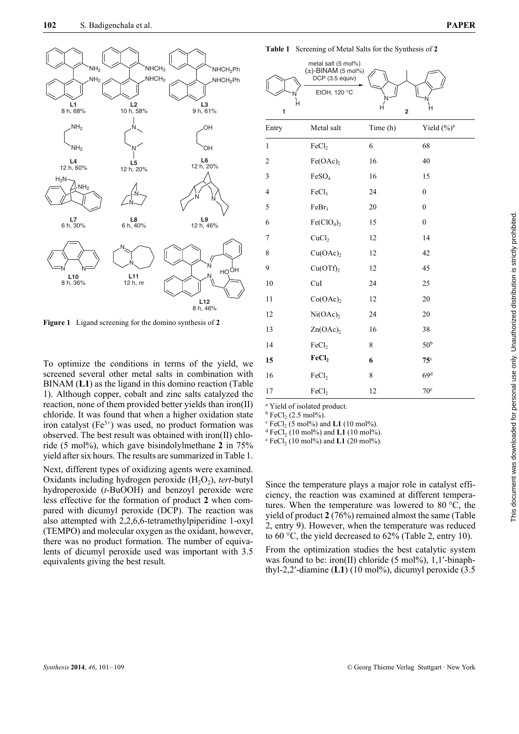Figure 1 Ligand screening for the domino synthesis of **2**

To optimize the conditions in terms of the yield, we screened several other metal salts in combination with BINAM (**L1**) as the ligand in this domino reaction (Table 1). Although copper, cobalt and zinc salts catalyzed the reaction, none of them provided better yields than iron(II) chloride. It was found that when a higher oxidation state iron catalyst ($Fe^{3+}$) was used, no product formation was observed. The best result was obtained with iron(II) chloride (5 mol%), which gave bisindolylmethane **2** in 75% yield after six hours. The results are summarized in Table 1.

Next, different types of oxidizing agents were examined. Oxidants including hydrogen peroxide ($H_2O_2$), *tert*-butyl hydroperoxide (*t*-BuOOH) and benzoyl peroxide were less effective for the formation of product **2** when compared with dicumyl peroxide (DCP). The reaction was also attempted with 2,2,6,6-tetramethylpiperidine 1-oxyl (TEMPO) and molecular oxygen as the oxidant, however, there was no product formation. The number of equivalents of dicumyl peroxide used was important with 3.5 equivalents giving the best result.

**Table 1** Screening of Metal Salts for the Synthesis of **2**

Reaction conditions: **1**, metal salt (5 mol%), (±)-BINAM (5 mol%), DCP (3.5 equiv), EtOH, 120 °C → **2**

| Entry | Metal salt | Time (h) | Yield (%)[a] |
|---|---|---|---|
| 1 | $FeCl_2$ | 6 | 68 |
| 2 | $Fe(OAc)_2$ | 16 | 40 |
| 3 | $FeSO_4$ | 16 | 15 |
| 4 | $FeCl_3$ | 24 | 0 |
| 5 | $FeBr_3$ | 20 | 0 |
| 6 | $Fe(ClO_4)_2$ | 15 | 0 |
| 7 | $CuCl_2$ | 12 | 14 |
| 8 | $Cu(OAc)_2$ | 12 | 42 |
| 9 | $Cu(OTf)_2$ | 12 | 45 |
| 10 | CuI | 24 | 25 |
| 11 | $Co(OAc)_2$ | 12 | 20 |
| 12 | $Ni(OAc)_2$ | 24 | 20 |
| 13 | $Zn(OAc)_2$ | 16 | 38 |
| 14 | $FeCl_2$ | 8 | 50[b] |
| **15** | **$FeCl_2$** | **6** | **75**[c] |
| 16 | $FeCl_2$ | 8 | 69[d] |
| 17 | $FeCl_2$ | 12 | 70[e] |

[a] Yield of isolated product.
[b] $FeCl_2$ (2.5 mol%).
[c] $FeCl_2$ (5 mol%) and **L1** (10 mol%).
[d] $FeCl_2$ (10 mol%) and **L1** (10 mol%).
[e] $FeCl_2$ (10 mol%) and **L1** (20 mol%).

Since the temperature plays a major role in catalyst efficiency, the reaction was examined at different temperatures. When the temperature was lowered to 80 °C, the yield of product **2** (76%) remained almost the same (Table 2, entry 9). However, when the temperature was reduced to 60 °C, the yield decreased to 62% (Table 2, entry 10).

From the optimization studies the best catalytic system was found to be: iron(II) chloride (5 mol%), 1,1′-binaphthyl-2,2′-diamine (**L1**) (10 mol%), dicumyl peroxide (3.5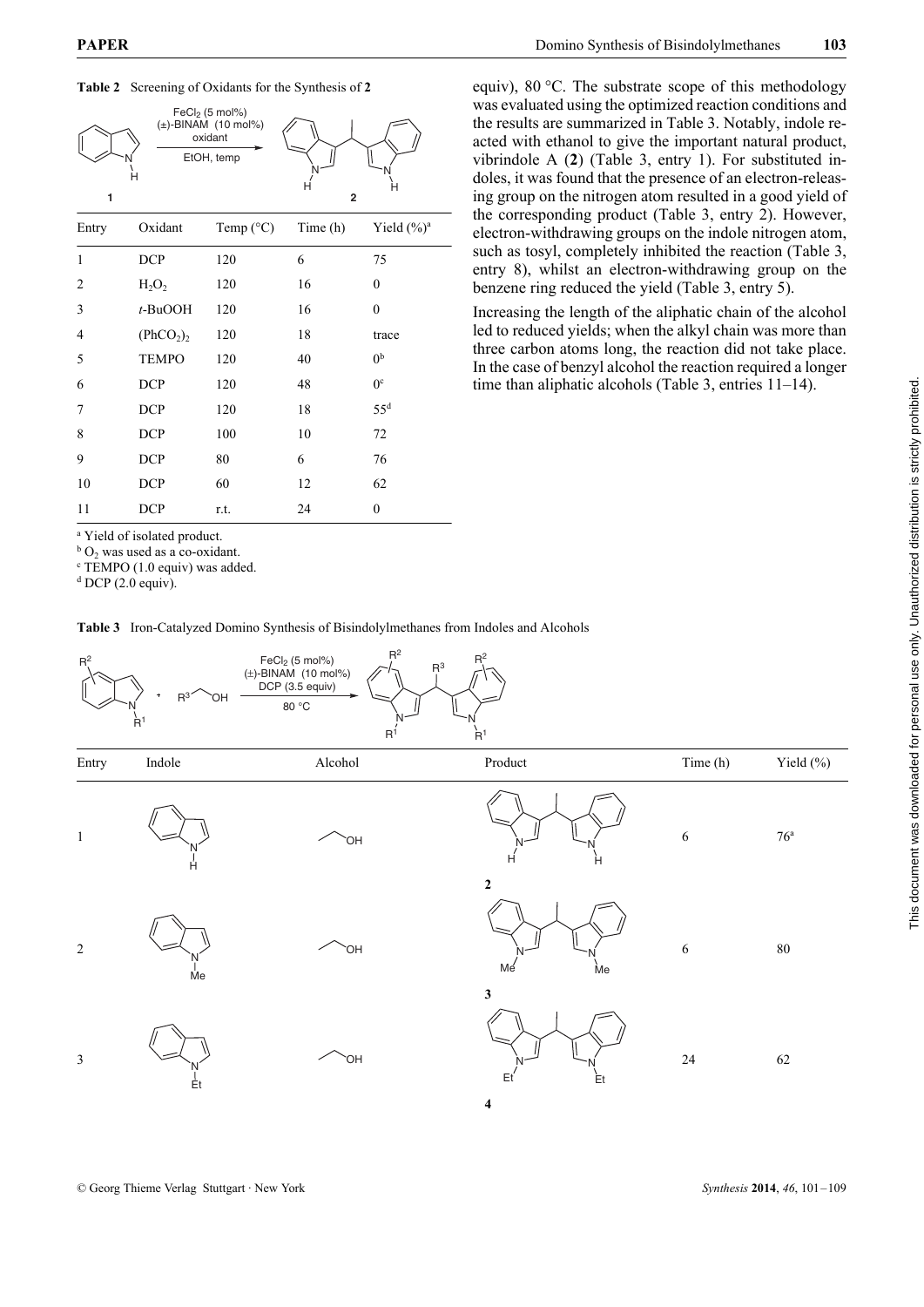**Table 2** Screening of Oxidants for the Synthesis of **2**

| Entry | Oxidant | Temp (°C) | Time (h) | Yield (%)[a] |
|---|---|---|---|---|
| 1 | DCP | 120 | 6 | 75 |
| 2 | $H_2O_2$ | 120 | 16 | 0 |
| 3 | *t*-BuOOH | 120 | 16 | 0 |
| 4 | $(PhCO_2)_2$ | 120 | 18 | trace |
| 5 | TEMPO | 120 | 40 | 0[b] |
| 6 | DCP | 120 | 48 | 0[c] |
| 7 | DCP | 120 | 18 | 55[d] |
| 8 | DCP | 100 | 10 | 72 |
| 9 | DCP | 80 | 6 | 76 |
| 10 | DCP | 60 | 12 | 62 |
| 11 | DCP | r.t. | 24 | 0 |

[a] Yield of isolated product.
[b] $O_2$ was used as a co-oxidant.
[c] TEMPO (1.0 equiv) was added.
[d] DCP (2.0 equiv).

equiv), 80 °C. The substrate scope of this methodology was evaluated using the optimized reaction conditions and the results are summarized in Table 3. Notably, indole reacted with ethanol to give the important natural product, vibrindole A (**2**) (Table 3, entry 1). For substituted indoles, it was found that the presence of an electron-releasing group on the nitrogen atom resulted in a good yield of the corresponding product (Table 3, entry 2). However, electron-withdrawing groups on the indole nitrogen atom, such as tosyl, completely inhibited the reaction (Table 3, entry 8), whilst an electron-withdrawing group on the benzene ring reduced the yield (Table 3, entry 5).

Increasing the length of the aliphatic chain of the alcohol led to reduced yields; when the alkyl chain was more than three carbon atoms long, the reaction did not take place. In the case of benzyl alcohol the reaction required a longer time than aliphatic alcohols (Table 3, entries 11–14).

**Table 3** Iron-Catalyzed Domino Synthesis of Bisindolylmethanes from Indoles and Alcohols

Reaction conditions: $FeCl_2$ (5 mol%), (±)-BINAM (10 mol%), DCP (3.5 equiv), 80 °C

| Entry | Indole | Alcohol | Product | Time (h) | Yield (%) |
|---|---|---|---|---|---|
| 1 | indole (N–H) | ethanol | **2** | 6 | 76[a] |
| 2 | *N*-methylindole (N–Me) | ethanol | **3** | 6 | 80 |
| 3 | *N*-ethylindole (N–Et) | ethanol | **4** | 24 | 62 |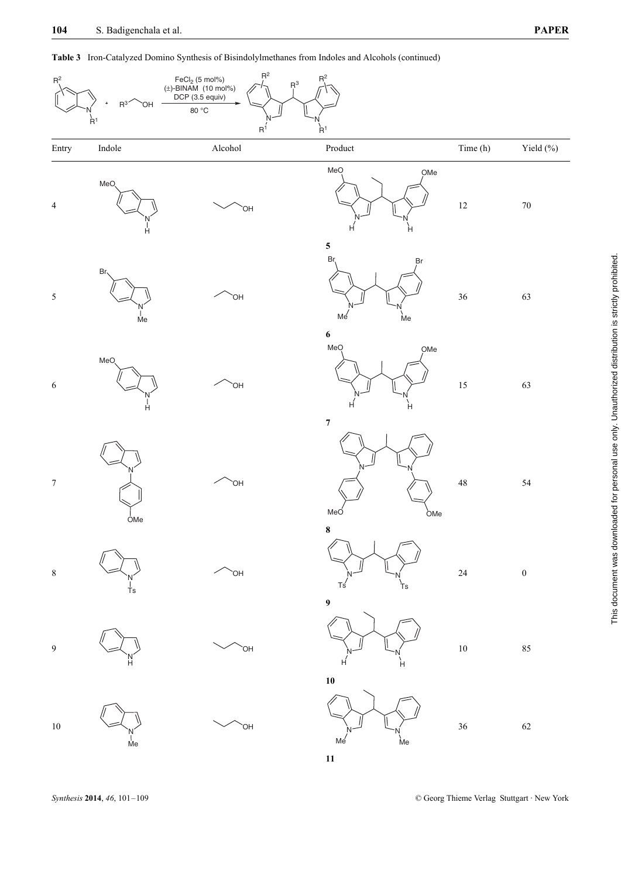**Table 3** Iron-Catalyzed Domino Synthesis of Bisindolylmethanes from Indoles and Alcohols (continued)

Reaction conditions: indole ($R^1$, $R^2$) + $R^3CH_2OH$; $FeCl_2$ (5 mol%), (±)-BINAM (10 mol%), DCP (3.5 equiv), 80 °C

| Entry | Indole | Alcohol | Product | Time (h) | Yield (%) |
|---|---|---|---|---|---|
| 4 | 5-methoxyindole | 1-propanol | **5** | 12 | 70 |
| 5 | 5-bromo-1-methylindole | ethanol | **6** | 36 | 63 |
| 6 | 5-methoxyindole | ethanol | **7** | 15 | 63 |
| 7 | 1-(4-methoxyphenyl)indole | ethanol | **8** | 48 | 54 |
| 8 | 1-tosylindole | ethanol | **9** | 24 | 0 |
| 9 | indole | 1-propanol | **10** | 10 | 85 |
| 10 | 1-methylindole | 1-propanol | **11** | 36 | 62 |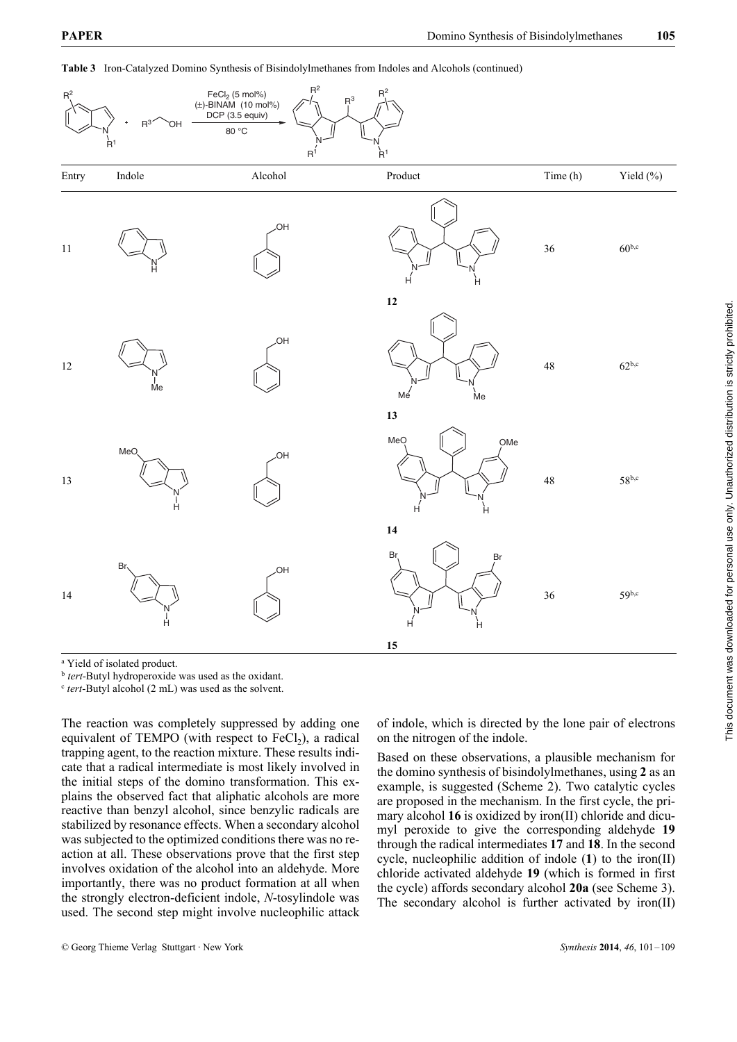**Table 3** Iron-Catalyzed Domino Synthesis of Bisindolylmethanes from Indoles and Alcohols (continued)

| Entry | Indole | Alcohol | Product | Time (h) | Yield (%) |
| --- | --- | --- | --- | --- | --- |
| 11 | indole | benzyl alcohol | **12** | 36 | 60[b,c] |
| 12 | N-methylindole | benzyl alcohol | **13** | 48 | 62[b,c] |
| 13 | 5-methoxyindole | benzyl alcohol | **14** | 48 | 58[b,c] |
| 14 | 5-bromoindole | benzyl alcohol | **15** | 36 | 59[b,c] |

Reaction conditions: $FeCl_2$ (5 mol%), (±)-BINAM (10 mol%), DCP (3.5 equiv), 80 °C

[a] Yield of isolated product.
[b] *tert*-Butyl hydroperoxide was used as the oxidant.
[c] *tert*-Butyl alcohol (2 mL) was used as the solvent.

The reaction was completely suppressed by adding one equivalent of TEMPO (with respect to $FeCl_2$), a radical trapping agent, to the reaction mixture. These results indicate that a radical intermediate is most likely involved in the initial steps of the domino transformation. This explains the observed fact that aliphatic alcohols are more reactive than benzyl alcohol, since benzylic radicals are stabilized by resonance effects. When a secondary alcohol was subjected to the optimized conditions there was no reaction at all. These observations prove that the first step involves oxidation of the alcohol into an aldehyde. More importantly, there was no product formation at all when the strongly electron-deficient indole, *N*-tosylindole was used. The second step might involve nucleophilic attack of indole, which is directed by the lone pair of electrons on the nitrogen of the indole.

Based on these observations, a plausible mechanism for the domino synthesis of bisindolylmethanes, using **2** as an example, is suggested (Scheme 2). Two catalytic cycles are proposed in the mechanism. In the first cycle, the primary alcohol **16** is oxidized by iron(II) chloride and dicumyl peroxide to give the corresponding aldehyde **19** through the radical intermediates **17** and **18**. In the second cycle, nucleophilic addition of indole (**1**) to the iron(II) chloride activated aldehyde **19** (which is formed in first the cycle) affords secondary alcohol **20a** (see Scheme 3). The secondary alcohol is further activated by iron(II)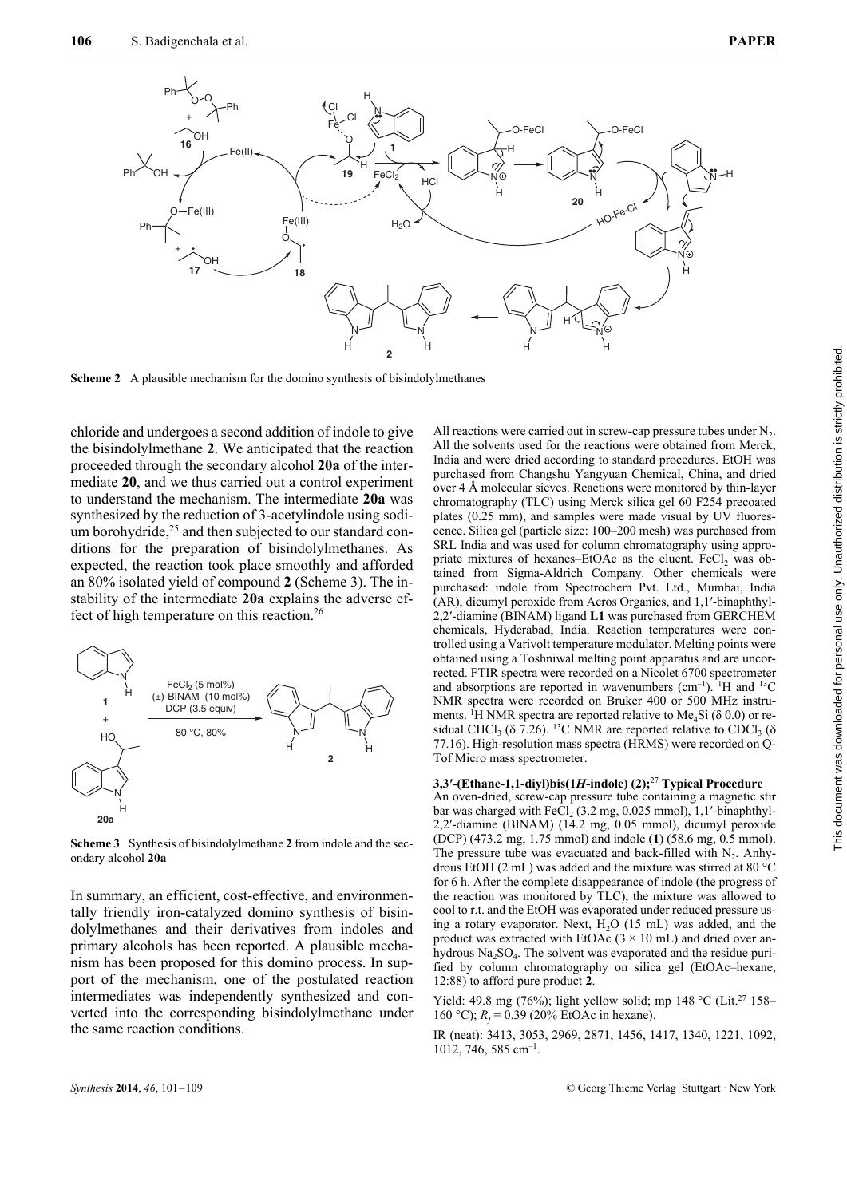**Scheme 2** A plausible mechanism for the domino synthesis of bisindolylmethanes

chloride and undergoes a second addition of indole to give the bisindolylmethane **2**. We anticipated that the reaction proceeded through the secondary alcohol **20a** of the intermediate **20**, and we thus carried out a control experiment to understand the mechanism. The intermediate **20a** was synthesized by the reduction of 3-acetylindole using sodium borohydride,[25] and then subjected to our standard conditions for the preparation of bisindolylmethanes. As expected, the reaction took place smoothly and afforded an 80% isolated yield of compound **2** (Scheme 3). The instability of the intermediate **20a** explains the adverse effect of high temperature on this reaction.[26]

**Scheme 3** Synthesis of bisindolylmethane **2** from indole and the secondary alcohol **20a**

In summary, an efficient, cost-effective, and environmentally friendly iron-catalyzed domino synthesis of bisindolylmethanes and their derivatives from indoles and primary alcohols has been reported. A plausible mechanism has been proposed for this domino process. In support of the mechanism, one of the postulated reaction intermediates was independently synthesized and converted into the corresponding bisindolylmethane under the same reaction conditions.

All reactions were carried out in screw-cap pressure tubes under $N_2$. All the solvents used for the reactions were obtained from Merck, India and were dried according to standard procedures. EtOH was purchased from Changshu Yangyuan Chemical, China, and dried over 4 Å molecular sieves. Reactions were monitored by thin-layer chromatography (TLC) using Merck silica gel 60 F254 precoated plates (0.25 mm), and samples were made visual by UV fluorescence. Silica gel (particle size: 100–200 mesh) was purchased from SRL India and was used for column chromatography using appropriate mixtures of hexanes–EtOAc as the eluent. $FeCl_2$ was obtained from Sigma-Aldrich Company. Other chemicals were purchased: indole from Spectrochem Pvt. Ltd., Mumbai, India (AR), dicumyl peroxide from Acros Organics, and 1,1′-binaphthyl-2,2′-diamine (BINAM) ligand **L1** was purchased from GERCHEM chemicals, Hyderabad, India. Reaction temperatures were controlled using a Varivolt temperature modulator. Melting points were obtained using a Toshniwal melting point apparatus and are uncorrected. FTIR spectra were recorded on a Nicolet 6700 spectrometer and absorptions are reported in wavenumbers ($cm^{-1}$). $^1H$ and $^{13}C$ NMR spectra were recorded on Bruker 400 or 500 MHz instruments. $^1H$ NMR spectra are reported relative to $Me_4Si$ (δ 0.0) or residual $CHCl_3$ (δ 7.26). $^{13}C$ NMR are reported relative to $CDCl_3$ (δ 77.16). High-resolution mass spectra (HRMS) were recorded on Q-Tof Micro mass spectrometer.

### 3,3′-(Ethane-1,1-diyl)bis(1*H*-indole) (2);[27] Typical Procedure

An oven-dried, screw-cap pressure tube containing a magnetic stir bar was charged with $FeCl_2$ (3.2 mg, 0.025 mmol), 1,1′-binaphthyl-2,2′-diamine (BINAM) (14.2 mg, 0.05 mmol), dicumyl peroxide (DCP) (473.2 mg, 1.75 mmol) and indole (**1**) (58.6 mg, 0.5 mmol). The pressure tube was evacuated and back-filled with $N_2$. Anhydrous EtOH (2 mL) was added and the mixture was stirred at 80 °C for 6 h. After the complete disappearance of indole (the progress of the reaction was monitored by TLC), the mixture was allowed to cool to r.t. and the EtOH was evaporated under reduced pressure using a rotary evaporator. Next, $H_2O$ (15 mL) was added, and the product was extracted with EtOAc (3 × 10 mL) and dried over anhydrous $Na_2SO_4$. The solvent was evaporated and the residue purified by column chromatography on silica gel (EtOAc–hexane, 12:88) to afford pure product **2**.

Yield: 49.8 mg (76%); light yellow solid; mp 148 °C (Lit.[27] 158–160 °C); $R_f$ = 0.39 (20% EtOAc in hexane).

IR (neat): 3413, 3053, 2969, 2871, 1456, 1417, 1340, 1221, 1092, 1012, 746, 585 $cm^{-1}$.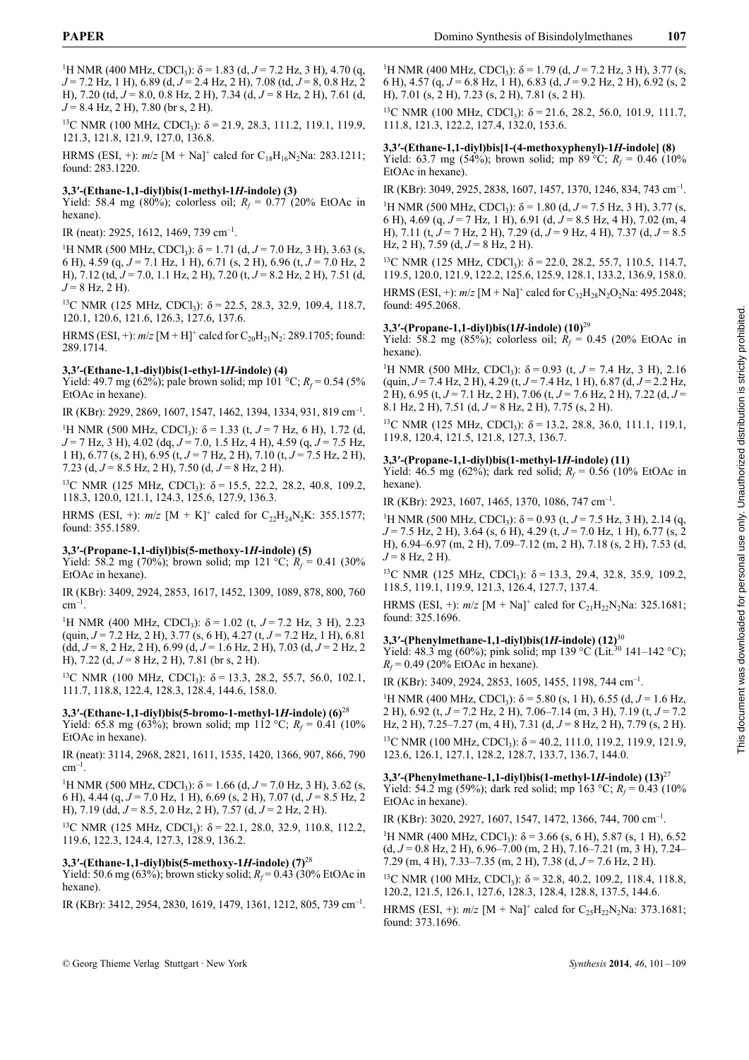$^1$H NMR (400 MHz, $CDCl_3$): δ = 1.83 (d, $J$ = 7.2 Hz, 3 H), 4.70 (q, $J$ = 7.2 Hz, 1 H), 6.89 (d, $J$ = 2.4 Hz, 2 H), 7.08 (td, $J$ = 8, 0.8 Hz, 2 H), 7.20 (td, $J$ = 8.0, 0.8 Hz, 2 H), 7.34 (d, $J$ = 8 Hz, 2 H), 7.61 (d, $J$ = 8.4 Hz, 2 H), 7.80 (br s, 2 H).

$^{13}$C NMR (100 MHz, $CDCl_3$): δ = 21.9, 28.3, 111.2, 119.1, 119.9, 121.3, 121.8, 121.9, 127.0, 136.8.

HRMS (ESI, +): $m/z$ [M + Na]$^+$ calcd for $C_{18}H_{16}N_2Na$: 283.1211; found: 283.1220.

### 3,3′-(Ethane-1,1-diyl)bis(1-methyl-1*H*-indole) (3)

Yield: 58.4 mg (80%); colorless oil; $R_f$ = 0.77 (20% EtOAc in hexane).

IR (neat): 2925, 1612, 1469, 739 cm$^{-1}$.

$^1$H NMR (500 MHz, $CDCl_3$): δ = 1.71 (d, $J$ = 7.0 Hz, 3 H), 3.63 (s, 6 H), 4.59 (q, $J$ = 7.1 Hz, 1 H), 6.71 (s, 2 H), 6.96 (t, $J$ = 7.0 Hz, 2 H), 7.12 (td, $J$ = 7.0, 1.1 Hz, 2 H), 7.20 (t, $J$ = 8.2 Hz, 2 H), 7.51 (d, $J$ = 8 Hz, 2 H).

$^{13}$C NMR (125 MHz, $CDCl_3$): δ = 22.5, 28.3, 32.9, 109.4, 118.7, 120.1, 120.6, 121.6, 126.3, 127.6, 137.6.

HRMS (ESI, +): $m/z$ [M + H]$^+$ calcd for $C_{20}H_{21}N_2$: 289.1705; found: 289.1714.

### 3,3′-(Ethane-1,1-diyl)bis(1-ethyl-1*H*-indole) (4)

Yield: 49.7 mg (62%); pale brown solid; mp 101 °C; $R_f$ = 0.54 (5% EtOAc in hexane).

IR (KBr): 2929, 2869, 1607, 1547, 1462, 1394, 1334, 931, 819 cm$^{-1}$.

$^1$H NMR (500 MHz, $CDCl_3$): δ = 1.33 (t, $J$ = 7 Hz, 6 H), 1.72 (d, $J$ = 7 Hz, 3 H), 4.02 (dq, $J$ = 7.0, 1.5 Hz, 4 H), 4.59 (q, $J$ = 7.5 Hz, 1 H), 6.77 (s, 2 H), 6.95 (t, $J$ = 7 Hz, 2 H), 7.10 (t, $J$ = 7.5 Hz, 2 H), 7.23 (d, $J$ = 8.5 Hz, 2 H), 7.50 (d, $J$ = 8 Hz, 2 H).

$^{13}$C NMR (125 MHz, $CDCl_3$): δ = 15.5, 22.2, 28.2, 40.8, 109.2, 118.3, 120.0, 121.1, 124.3, 125.6, 127.9, 136.3.

HRMS (ESI, +): $m/z$ [M + K]$^+$ calcd for $C_{22}H_{24}N_2K$: 355.1577; found: 355.1589.

### 3,3′-(Propane-1,1-diyl)bis(5-methoxy-1*H*-indole) (5)

Yield: 58.2 mg (70%); brown solid; mp 121 °C; $R_f$ = 0.41 (30% EtOAc in hexane).

IR (KBr): 3409, 2924, 2853, 1617, 1452, 1309, 1089, 878, 800, 760 cm$^{-1}$.

$^1$H NMR (400 MHz, $CDCl_3$): δ = 1.02 (t, $J$ = 7.2 Hz, 3 H), 2.23 (quin, $J$ = 7.2 Hz, 2 H), 3.77 (s, 6 H), 4.27 (t, $J$ = 7.2 Hz, 1 H), 6.81 (dd, $J$ = 8, 2 Hz, 2 H), 6.99 (d, $J$ = 1.6 Hz, 2 H), 7.03 (d, $J$ = 2 Hz, 2 H), 7.22 (d, $J$ = 8 Hz, 2 H), 7.81 (br s, 2 H).

$^{13}$C NMR (100 MHz, $CDCl_3$): δ = 13.3, 28.2, 55.7, 56.0, 102.1, 111.7, 118.8, 122.4, 128.3, 128.4, 144.6, 158.0.

### 3,3′-(Ethane-1,1-diyl)bis(5-bromo-1-methyl-1*H*-indole) (6)[28]

Yield: 65.8 mg (63%); brown solid; mp 112 °C; $R_f$ = 0.41 (10% EtOAc in hexane).

IR (neat): 3114, 2968, 2821, 1611, 1535, 1420, 1366, 907, 866, 790 cm$^{-1}$.

$^1$H NMR (500 MHz, $CDCl_3$): δ = 1.66 (d, $J$ = 7.0 Hz, 3 H), 3.62 (s, 6 H), 4.44 (q, $J$ = 7.0 Hz, 1 H), 6.69 (s, 2 H), 7.07 (d, $J$ = 8.5 Hz, 2 H), 7.19 (dd, $J$ = 8.5, 2.0 Hz, 2 H), 7.57 (d, $J$ = 2 Hz, 2 H).

$^{13}$C NMR (125 MHz, $CDCl_3$): δ = 22.1, 28.0, 32.9, 110.8, 112.2, 119.6, 122.3, 124.4, 127.3, 128.9, 136.2.

### 3,3′-(Ethane-1,1-diyl)bis(5-methoxy-1*H*-indole) (7)[28]

Yield: 50.6 mg (63%); brown sticky solid; $R_f$ = 0.43 (30% EtOAc in hexane).

IR (KBr): 3412, 2954, 2830, 1619, 1479, 1361, 1212, 805, 739 cm$^{-1}$.

$^1$H NMR (400 MHz, $CDCl_3$): δ = 1.79 (d, $J$ = 7.2 Hz, 3 H), 3.77 (s, 6 H), 4.57 (q, $J$ = 6.8 Hz, 1 H), 6.83 (d, $J$ = 9.2 Hz, 2 H), 6.92 (s, 2 H), 7.01 (s, 2 H), 7.23 (s, 2 H), 7.81 (s, 2 H).

$^{13}$C NMR (100 MHz, $CDCl_3$): δ = 21.6, 28.2, 56.0, 101.9, 111.7, 111.8, 121.3, 122.2, 127.4, 132.0, 153.6.

### 3,3′-(Ethane-1,1-diyl)bis[1-(4-methoxyphenyl)-1*H*-indole] (8)

Yield: 63.7 mg (54%); brown solid; mp 89 °C; $R_f$ = 0.46 (10% EtOAc in hexane).

IR (KBr): 3049, 2925, 2838, 1607, 1457, 1370, 1246, 834, 743 cm$^{-1}$.

$^1$H NMR (500 MHz, $CDCl_3$): δ = 1.80 (d, $J$ = 7.5 Hz, 3 H), 3.77 (s, 6 H), 4.69 (q, $J$ = 7 Hz, 1 H), 6.91 (d, $J$ = 8.5 Hz, 4 H), 7.02 (m, 4 H), 7.11 (t, $J$ = 7 Hz, 2 H), 7.29 (d, $J$ = 9 Hz, 4 H), 7.37 (d, $J$ = 8.5 Hz, 2 H), 7.59 (d, $J$ = 8 Hz, 2 H).

$^{13}$C NMR (125 MHz, $CDCl_3$): δ = 22.0, 28.2, 55.7, 110.5, 114.7, 119.5, 120.0, 121.9, 122.2, 125.6, 125.9, 128.1, 133.2, 136.9, 158.0.

HRMS (ESI, +): $m/z$ [M + Na]$^+$ calcd for $C_{32}H_{28}N_2O_2Na$: 495.2048; found: 495.2068.

### 3,3′-(Propane-1,1-diyl)bis(1*H*-indole) (10)[29]

Yield: 58.2 mg (85%); colorless oil; $R_f$ = 0.45 (20% EtOAc in hexane).

$^1$H NMR (500 MHz, $CDCl_3$): δ = 0.93 (t, $J$ = 7.4 Hz, 3 H), 2.16 (quin, $J$ = 7.4 Hz, 2 H), 4.29 (t, $J$ = 7.4 Hz, 1 H), 6.87 (d, $J$ = 2.2 Hz, 2 H), 6.95 (t, $J$ = 7.1 Hz, 2 H), 7.06 (t, $J$ = 7.6 Hz, 2 H), 7.22 (d, $J$ = 8.1 Hz, 2 H), 7.51 (d, $J$ = 8 Hz, 2 H), 7.75 (s, 2 H).

$^{13}$C NMR (125 MHz, $CDCl_3$): δ = 13.2, 28.8, 36.0, 111.1, 119.1, 119.8, 120.4, 121.5, 121.8, 127.3, 136.7.

### 3,3′-(Propane-1,1-diyl)bis(1-methyl-1*H*-indole) (11)

Yield: 46.5 mg (62%); dark red solid; $R_f$ = 0.56 (10% EtOAc in hexane).

IR (KBr): 2923, 1607, 1465, 1370, 1086, 747 cm$^{-1}$.

$^1$H NMR (500 MHz, $CDCl_3$): δ = 0.93 (t, $J$ = 7.5 Hz, 3 H), 2.14 (q, $J$ = 7.5 Hz, 2 H), 3.64 (s, 6 H), 4.29 (t, $J$ = 7.0 Hz, 1 H), 6.77 (s, 2 H), 6.94–6.97 (m, 2 H), 7.09–7.12 (m, 2 H), 7.18 (s, 2 H), 7.53 (d, $J$ = 8 Hz, 2 H).

$^{13}$C NMR (125 MHz, $CDCl_3$): δ = 13.3, 29.4, 32.8, 35.9, 109.2, 118.5, 119.1, 119.9, 121.3, 126.4, 127.7, 137.4.

HRMS (ESI, +): $m/z$ [M + Na]$^+$ calcd for $C_{21}H_{22}N_2Na$: 325.1681; found: 325.1696.

### 3,3′-(Phenylmethane-1,1-diyl)bis(1*H*-indole) (12)[30]

Yield: 48.3 mg (60%); pink solid; mp 139 °C (Lit.[30] 141–142 °C); $R_f$ = 0.49 (20% EtOAc in hexane).

IR (KBr): 3409, 2924, 2853, 1605, 1455, 1198, 744 cm$^{-1}$.

$^1$H NMR (400 MHz, $CDCl_3$): δ = 5.80 (s, 1 H), 6.55 (d, $J$ = 1.6 Hz, 2 H), 6.92 (t, $J$ = 7.2 Hz, 2 H), 7.06–7.14 (m, 3 H), 7.19 (t, $J$ = 7.2 Hz, 2 H), 7.25–7.27 (m, 4 H), 7.31 (d, $J$ = 8 Hz, 2 H), 7.79 (s, 2 H).

$^{13}$C NMR (100 MHz, $CDCl_3$): δ = 40.2, 111.0, 119.2, 119.9, 121.9, 123.6, 126.1, 127.1, 128.2, 128.7, 133.7, 136.7, 144.0.

### 3,3′-(Phenylmethane-1,1-diyl)bis(1-methyl-1*H*-indole) (13)[27]

Yield: 54.2 mg (59%); dark red solid; mp 163 °C; $R_f$ = 0.43 (10% EtOAc in hexane).

IR (KBr): 3020, 2927, 1607, 1547, 1472, 1366, 744, 700 cm$^{-1}$.

$^1$H NMR (400 MHz, $CDCl_3$): δ = 3.66 (s, 6 H), 5.87 (s, 1 H), 6.52 (d, $J$ = 0.8 Hz, 2 H), 6.96–7.00 (m, 2 H), 7.16–7.21 (m, 3 H), 7.24–7.29 (m, 4 H), 7.33–7.35 (m, 2 H), 7.38 (d, $J$ = 7.6 Hz, 2 H).

$^{13}$C NMR (100 MHz, $CDCl_3$): δ = 32.8, 40.2, 109.2, 118.4, 118.8, 120.2, 121.5, 126.1, 127.6, 128.3, 128.4, 128.8, 137.5, 144.6.

HRMS (ESI, +): $m/z$ [M + Na]$^+$ calcd for $C_{25}H_{22}N_2Na$: 373.1681; found: 373.1696.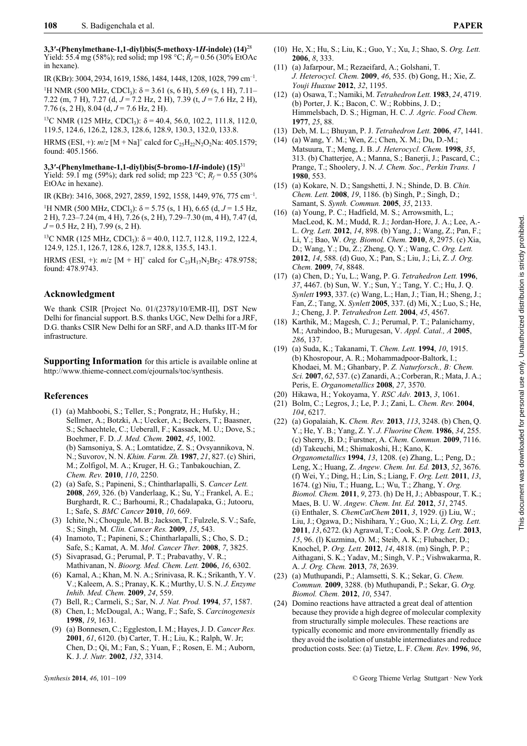**3,3′-(Phenylmethane-1,1-diyl)bis(5-methoxy-1*H*-indole) (14)**[28]
Yield: 55.4 mg (58%); red solid; mp 198 °C; $R_f$ = 0.56 (30% EtOAc in hexane).

IR (KBr): 3004, 2934, 1619, 1586, 1484, 1448, 1208, 1028, 799 cm$^{-1}$.

$^1$H NMR (500 MHz, CDCl$_3$): δ = 3.61 (s, 6 H), 5.69 (s, 1 H), 7.11–7.22 (m, 7 H), 7.27 (d, $J$ = 7.2 Hz, 2 H), 7.39 (t, $J$ = 7.6 Hz, 2 H), 7.76 (s, 2 H), 8.04 (d, $J$ = 7.6 Hz, 2 H).

$^{13}$C NMR (125 MHz, CDCl$_3$): δ = 40.4, 56.0, 102.2, 111.8, 112.0, 119.5, 124.6, 126.2, 128.3, 128.6, 128.9, 130.3, 132.0, 133.8.

HRMS (ESI, +): $m/z$ [M + Na]$^+$ calcd for $C_{25}H_{22}N_2O_2Na$: 405.1579; found: 405.1566.

**3,3′-(Phenylmethane-1,1-diyl)bis(5-bromo-1*H*-indole) (15)**[31]
Yield: 59.1 mg (59%); dark red solid; mp 223 °C; $R_f$ = 0.55 (30% EtOAc in hexane).

IR (KBr): 3416, 3068, 2927, 2859, 1592, 1558, 1449, 976, 775 cm$^{-1}$.

$^1$H NMR (500 MHz, CDCl$_3$): δ = 5.75 (s, 1 H), 6.65 (d, $J$ = 1.5 Hz, 2 H), 7.23–7.24 (m, 4 H), 7.26 (s, 2 H), 7.29–7.30 (m, 4 H), 7.47 (d, $J$ = 0.5 Hz, 2 H), 7.99 (s, 2 H).

$^{13}$C NMR (125 MHz, CDCl$_3$): δ = 40.0, 112.7, 112.8, 119.2, 122.4, 124.9, 125.1, 126.7, 128.6, 128.7, 128.8, 135.5, 143.1.

HRMS (ESI, +): $m/z$ [M + H]$^+$ calcd for $C_{23}H_{17}N_2Br_2$: 478.9758; found: 478.9743.

## Acknowledgment

We thank CSIR [Project No. 01/(2378)/10/EMR-II], DST New Delhi for financial support. B.S. thanks UGC, New Delhi for a JRF, D.G. thanks CSIR New Delhi for an SRF, and A.D. thanks IIT-M for infrastructure.

**Supporting Information** for this article is available online at http://www.thieme-connect.com/ejournals/toc/synthesis.

## References

(1) (a) Mahboobi, S.; Teller, S.; Pongratz, H.; Hufsky, H.; Sellmer, A.; Botzki, A.; Uecker, A.; Beckers, T.; Baasner, S.; Schaechtele, C.; Ueberall, F.; Kassack, M. U.; Dove, S.; Boehmer, F. D. *J. Med. Chem.* **2002**, *45*, 1002. (b) Samsoniya, S. A.; Lomtatidze, Z. S.; Ovsyannikova, N. N.; Suvorov, N. N. *Khim. Farm. Zh.* **1987**, *21*, 827. (c) Shiri, M.; Zolfigol, M. A.; Kruger, H. G.; Tanbakouchian, Z. *Chem. Rev.* **2010**, *110*, 2250.

(2) (a) Safe, S.; Papineni, S.; Chintharlapalli, S. *Cancer Lett.* **2008**, *269*, 326. (b) Vanderlaag, K.; Su, Y.; Frankel, A. E.; Burghardt, R. C.; Barhoumi, R.; Chadalapaka, G.; Jutooru, I.; Safe, S. *BMC Cancer* **2010**, *10*, 669.

(3) Ichite, N.; Chougule, M. B.; Jackson, T.; Fulzele, S. V.; Safe, S.; Singh, M. *Clin. Cancer Res.* **2009**, *15*, 543.

(4) Inamoto, T.; Papineni, S.; Chintharlapalli, S.; Cho, S. D.; Safe, S.; Kamat, A. M. *Mol. Cancer Ther.* **2008**, *7*, 3825.

(5) Sivaprasad, G.; Perumal, P. T.; Prabavathy, V. R.; Mathivanan, N. *Bioorg. Med. Chem. Lett.* **2006**, *16*, 6302.

(6) Kamal, A.; Khan, M. N. A.; Srinivasa, R. K.; Srikanth, Y. V. V.; Kaleem, A. S.; Pranay, K. K.; Murthy, U. S. N. *J. Enzyme Inhib. Med. Chem.* **2009**, *24*, 559.

(7) Bell, R.; Carmeli, S.; Sar, N. *J. Nat. Prod.* **1994**, *57*, 1587.

(8) Chen, I.; McDougal, A.; Wang, F.; Safe, S. *Carcinogenesis* **1998**, *19*, 1631.

(9) (a) Bonnesen, C.; Eggleston, I. M.; Hayes, J. D. *Cancer Res.* **2001**, *61*, 6120. (b) Carter, T. H.; Liu, K.; Ralph, W. Jr; Chen, D.; Qi, M.; Fan, S.; Yuan, F.; Rosen, E. M.; Auborn, K. J. *J. Nutr.* **2002**, *132*, 3314.

(10) He, X.; Hu, S.; Liu, K.; Guo, Y.; Xu, J.; Shao, S. *Org. Lett.* **2006**, *8*, 333.

(11) (a) Jafarpour, M.; Rezaeifard, A.; Golshani, T. *J. Heterocycl. Chem.* **2009**, *46*, 535. (b) Gong, H.; Xie, Z. *Youji Huaxue* **2012**, *32*, 1195.

(12) (a) Osawa, T.; Namiki, M. *Tetrahedron Lett.* **1983**, *24*, 4719. (b) Porter, J. K.; Bacon, C. W.; Robbins, J. D.; Himmelsbach, D. S.; Higman, H. C. *J. Agric. Food Chem.* **1977**, *25*, 88.

(13) Deb, M. L.; Bhuyan, P. J. *Tetrahedron Lett.* **2006**, *47*, 1441.

(14) (a) Wang, Y. M.; Wen, Z.; Chen, X. M.; Du, D.-M.; Matsuura, T.; Meng, J. B. *J. Heterocycl. Chem.* **1998**, *35*, 313. (b) Chatterjee, A.; Manna, S.; Banerji, J.; Pascard, C.; Prange, T.; Shoolery, J. N. *J. Chem. Soc., Perkin Trans. 1* **1980**, 553.

(15) (a) Kokare, N. D.; Sangshetti, J. N.; Shinde, D. B. *Chin. Chem. Lett.* **2008**, *19*, 1186. (b) Singh, P.; Singh, D.; Samant, S. *Synth. Commun.* **2005**, *35*, 2133.

(16) (a) Young, P. C.; Hadfield, M. S.; Arrowsmith, L.; MacLeod, K. M.; Mudd, R. J.; Jordan-Hore, J. A.; Lee, A.-L. *Org. Lett.* **2012**, *14*, 898. (b) Yang, J.; Wang, Z.; Pan, F.; Li, Y.; Bao, W. *Org. Biomol. Chem.* **2010**, *8*, 2975. (c) Xia, D.; Wang, Y.; Du, Z.; Zheng, Q. Y.; Wang, C. *Org. Lett.* **2012**, *14*, 588. (d) Guo, X.; Pan, S.; Liu, J.; Li, Z. *J. Org. Chem.* **2009**, *74*, 8848.

(17) (a) Chen, D.; Yu, L.; Wang, P. G. *Tetrahedron Lett.* **1996**, *37*, 4467. (b) Sun, W. Y.; Sun, Y.; Tang, Y. C.; Hu, J. Q. *Synlett* **1993**, 337. (c) Wang, L.; Han, J.; Tian, H.; Sheng, J.; Fan, Z.; Tang, X. *Synlett* **2005**, 337. (d) Mi, X.; Luo, S.; He, J.; Cheng, J. P. *Tetrahedron Lett.* **2004**, *45*, 4567.

(18) Karthik, M.; Magesh, C. J.; Perumal, P. T.; Palanichamy, M.; Arabindoo, B.; Murugesan, V. *Appl. Catal., A* **2005**, *286*, 137.

(19) (a) Suda, K.; Takanami, T. *Chem. Lett.* **1994**, *10*, 1915. (b) Khosropour, A. R.; Mohammadpoor-Baltork, I.; Khodaei, M. M.; Ghanbary, P. *Z. Naturforsch., B: Chem. Sci.* **2007**, *62*, 537. (c) Zanardi, A.; Corberan, R.; Mata, J. A.; Peris, E. *Organometallics* **2008**, *27*, 3570.

(20) Hikawa, H.; Yokoyama, Y. *RSC Adv.* **2013**, *3*, 1061.

(21) Bolm, C.; Legros, J.; Le, P. J.; Zani, L. *Chem. Rev.* **2004**, *104*, 6217.

(22) (a) Gopalaiah, K. *Chem. Rev.* **2013**, *113*, 3248. (b) Chen, Q. Y.; He, Y. B.; Yang, Z. Y. *J. Fluorine Chem.* **1986**, *34*, 255. (c) Sherry, B. D.; Furstner, A. *Chem. Commun.* **2009**, 7116. (d) Takeuchi, M.; Shimakoshi, H.; Kano, K. *Organometallics* **1994**, *13*, 1208. (e) Zhang, L.; Peng, D.; Leng, X.; Huang, Z. *Angew. Chem. Int. Ed.* **2013**, *52*, 3676. (f) Wei, Y.; Ding, H.; Lin, S.; Liang, F. *Org. Lett.* **2011**, *13*, 1674. (g) Niu, T.; Huang, L.; Wu, T.; Zhang, Y. *Org. Biomol. Chem.* **2011**, *9*, 273. (h) De H, J.; Abbaspour, T. K.; Maes, B. U. W. *Angew. Chem. Int. Ed.* **2012**, *51*, 2745. (i) Enthaler, S. *ChemCatChem* **2011**, *3*, 1929. (j) Liu, W.; Liu, J.; Ogawa, D.; Nishihara, Y.; Guo, X.; Li, Z. *Org. Lett.* **2011**, *13*, 6272. (k) Agrawal, T.; Cook, S. P. *Org. Lett.* **2013**, *15*, 96. (l) Kuzmina, O. M.; Steib, A. K.; Flubacher, D.; Knochel, P. *Org. Lett.* **2012**, *14*, 4818. (m) Singh, P. P.; Aithagani, S. K.; Yadav, M.; Singh, V. P.; Vishwakarma, R. A. *J. Org. Chem.* **2013**, *78*, 2639.

(23) (a) Muthupandi, P.; Alamsetti, S. K.; Sekar, G. *Chem. Commun.* **2009**, 3288. (b) Muthupandi, P.; Sekar, G. *Org. Biomol. Chem.* **2012**, *10*, 5347.

(24) Domino reactions have attracted a great deal of attention because they provide a high degree of molecular complexity from structurally simple molecules. These reactions are typically economic and more environmentally friendly as they avoid the isolation of unstable intermediates and reduce production costs. See: (a) Tietze, L. F. *Chem. Rev.* **1996**, *96*,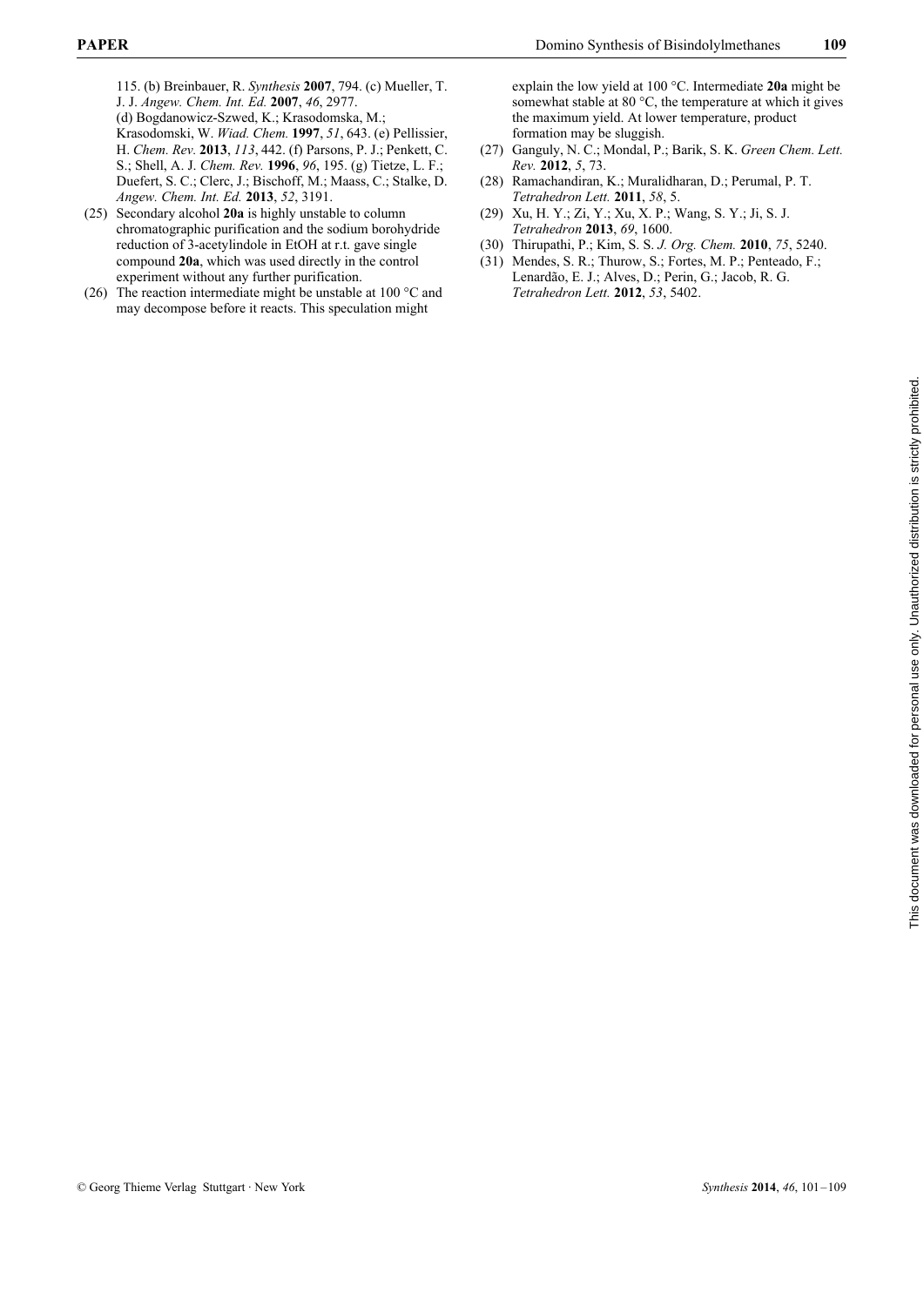115. (b) Breinbauer, R. *Synthesis* **2007**, 794. (c) Mueller, T. J. J. *Angew. Chem. Int. Ed.* **2007**, *46*, 2977. (d) Bogdanowicz-Szwed, K.; Krasodomska, M.; Krasodomski, W. *Wiad. Chem.* **1997**, *51*, 643. (e) Pellissier, H. *Chem. Rev.* **2013**, *113*, 442. (f) Parsons, P. J.; Penkett, C. S.; Shell, A. J. *Chem. Rev.* **1996**, *96*, 195. (g) Tietze, L. F.; Duefert, S. C.; Clerc, J.; Bischoff, M.; Maass, C.; Stalke, D. *Angew. Chem. Int. Ed.* **2013**, *52*, 3191.

(25) Secondary alcohol **20a** is highly unstable to column chromatographic purification and the sodium borohydride reduction of 3-acetylindole in EtOH at r.t. gave single compound **20a**, which was used directly in the control experiment without any further purification.

(26) The reaction intermediate might be unstable at 100 °C and may decompose before it reacts. This speculation might explain the low yield at 100 °C. Intermediate **20a** might be somewhat stable at 80 °C, the temperature at which it gives the maximum yield. At lower temperature, product formation may be sluggish.

(27) Ganguly, N. C.; Mondal, P.; Barik, S. K. *Green Chem. Lett. Rev.* **2012**, *5*, 73.

(28) Ramachandiran, K.; Muralidharan, D.; Perumal, P. T. *Tetrahedron Lett.* **2011**, *58*, 5.

(29) Xu, H. Y.; Zi, Y.; Xu, X. P.; Wang, S. Y.; Ji, S. J. *Tetrahedron* **2013**, *69*, 1600.

(30) Thirupathi, P.; Kim, S. S. *J. Org. Chem.* **2010**, *75*, 5240.

(31) Mendes, S. R.; Thurow, S.; Fortes, M. P.; Penteado, F.; Lenardão, E. J.; Alves, D.; Perin, G.; Jacob, R. G. *Tetrahedron Lett.* **2012**, *53*, 5402.